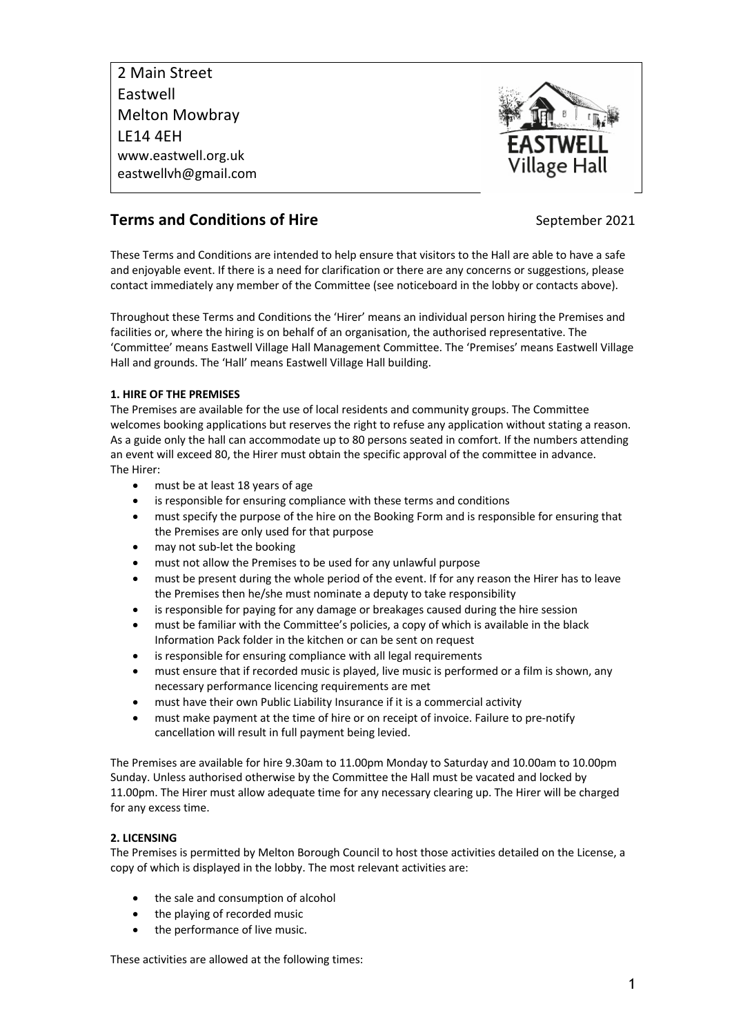2 Main Street
Eastwell
Melton Mowbray
LE14 4EH
www.eastwell.org.uk
eastwellvh@gmail.com

# Terms and Conditions of Hire

September 2021

These Terms and Conditions are intended to help ensure that visitors to the Hall are able to have a safe and enjoyable event. If there is a need for clarification or there are any concerns or suggestions, please contact immediately any member of the Committee (see noticeboard in the lobby or contacts above).

Throughout these Terms and Conditions the 'Hirer' means an individual person hiring the Premises and facilities or, where the hiring is on behalf of an organisation, the authorised representative. The 'Committee' means Eastwell Village Hall Management Committee. The 'Premises' means Eastwell Village Hall and grounds. The 'Hall' means Eastwell Village Hall building.

**1. HIRE OF THE PREMISES**

The Premises are available for the use of local residents and community groups. The Committee welcomes booking applications but reserves the right to refuse any application without stating a reason. As a guide only the hall can accommodate up to 80 persons seated in comfort. If the numbers attending an event will exceed 80, the Hirer must obtain the specific approval of the committee in advance.

The Hirer:

- must be at least 18 years of age
- is responsible for ensuring compliance with these terms and conditions
- must specify the purpose of the hire on the Booking Form and is responsible for ensuring that the Premises are only used for that purpose
- may not sub-let the booking
- must not allow the Premises to be used for any unlawful purpose
- must be present during the whole period of the event. If for any reason the Hirer has to leave the Premises then he/she must nominate a deputy to take responsibility
- is responsible for paying for any damage or breakages caused during the hire session
- must be familiar with the Committee's policies, a copy of which is available in the black Information Pack folder in the kitchen or can be sent on request
- is responsible for ensuring compliance with all legal requirements
- must ensure that if recorded music is played, live music is performed or a film is shown, any necessary performance licencing requirements are met
- must have their own Public Liability Insurance if it is a commercial activity
- must make payment at the time of hire or on receipt of invoice. Failure to pre-notify cancellation will result in full payment being levied.

The Premises are available for hire 9.30am to 11.00pm Monday to Saturday and 10.00am to 10.00pm Sunday. Unless authorised otherwise by the Committee the Hall must be vacated and locked by 11.00pm. The Hirer must allow adequate time for any necessary clearing up. The Hirer will be charged for any excess time.

**2. LICENSING**

The Premises is permitted by Melton Borough Council to host those activities detailed on the License, a copy of which is displayed in the lobby. The most relevant activities are:

- the sale and consumption of alcohol
- the playing of recorded music
- the performance of live music.

These activities are allowed at the following times: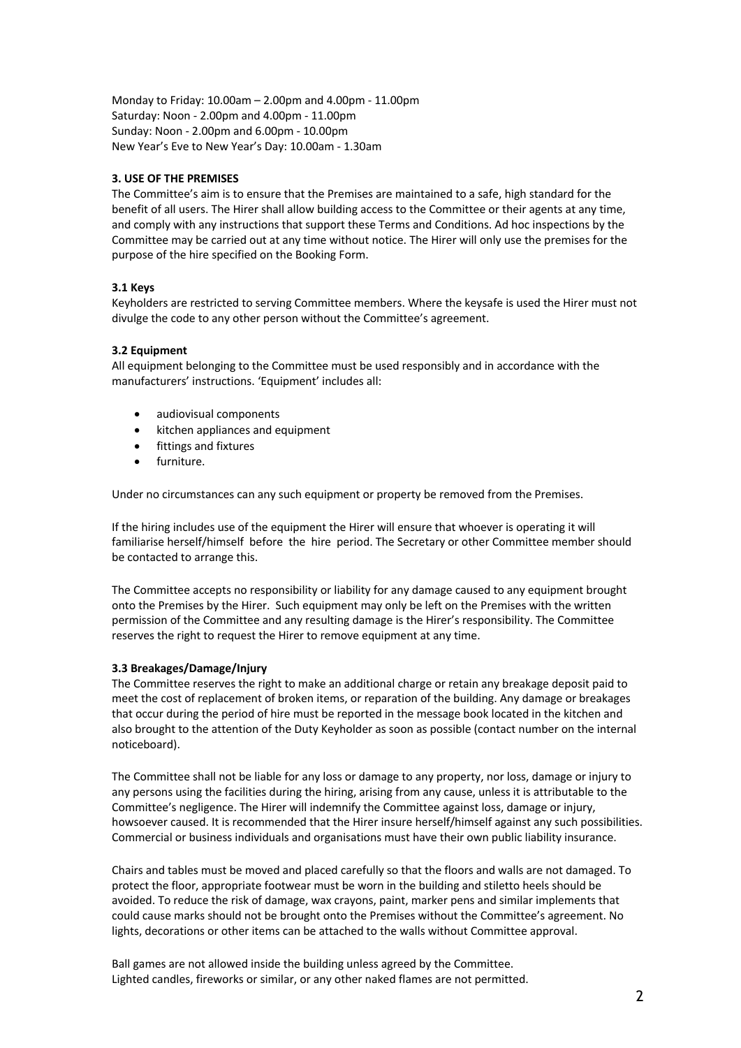Monday to Friday: 10.00am – 2.00pm and 4.00pm - 11.00pm
Saturday: Noon - 2.00pm and 4.00pm - 11.00pm
Sunday: Noon - 2.00pm and 6.00pm - 10.00pm
New Year's Eve to New Year's Day: 10.00am - 1.30am

### 3. USE OF THE PREMISES

The Committee's aim is to ensure that the Premises are maintained to a safe, high standard for the benefit of all users. The Hirer shall allow building access to the Committee or their agents at any time, and comply with any instructions that support these Terms and Conditions. Ad hoc inspections by the Committee may be carried out at any time without notice. The Hirer will only use the premises for the purpose of the hire specified on the Booking Form.

#### 3.1 Keys

Keyholders are restricted to serving Committee members. Where the keysafe is used the Hirer must not divulge the code to any other person without the Committee's agreement.

#### 3.2 Equipment

All equipment belonging to the Committee must be used responsibly and in accordance with the manufacturers' instructions. 'Equipment' includes all:

- audiovisual components
- kitchen appliances and equipment
- fittings and fixtures
- furniture.

Under no circumstances can any such equipment or property be removed from the Premises.

If the hiring includes use of the equipment the Hirer will ensure that whoever is operating it will familiarise herself/himself before the hire period. The Secretary or other Committee member should be contacted to arrange this.

The Committee accepts no responsibility or liability for any damage caused to any equipment brought onto the Premises by the Hirer. Such equipment may only be left on the Premises with the written permission of the Committee and any resulting damage is the Hirer's responsibility. The Committee reserves the right to request the Hirer to remove equipment at any time.

#### 3.3 Breakages/Damage/Injury

The Committee reserves the right to make an additional charge or retain any breakage deposit paid to meet the cost of replacement of broken items, or reparation of the building. Any damage or breakages that occur during the period of hire must be reported in the message book located in the kitchen and also brought to the attention of the Duty Keyholder as soon as possible (contact number on the internal noticeboard).

The Committee shall not be liable for any loss or damage to any property, nor loss, damage or injury to any persons using the facilities during the hiring, arising from any cause, unless it is attributable to the Committee's negligence. The Hirer will indemnify the Committee against loss, damage or injury, howsoever caused. It is recommended that the Hirer insure herself/himself against any such possibilities. Commercial or business individuals and organisations must have their own public liability insurance.

Chairs and tables must be moved and placed carefully so that the floors and walls are not damaged. To protect the floor, appropriate footwear must be worn in the building and stiletto heels should be avoided. To reduce the risk of damage, wax crayons, paint, marker pens and similar implements that could cause marks should not be brought onto the Premises without the Committee's agreement. No lights, decorations or other items can be attached to the walls without Committee approval.

Ball games are not allowed inside the building unless agreed by the Committee.
Lighted candles, fireworks or similar, or any other naked flames are not permitted.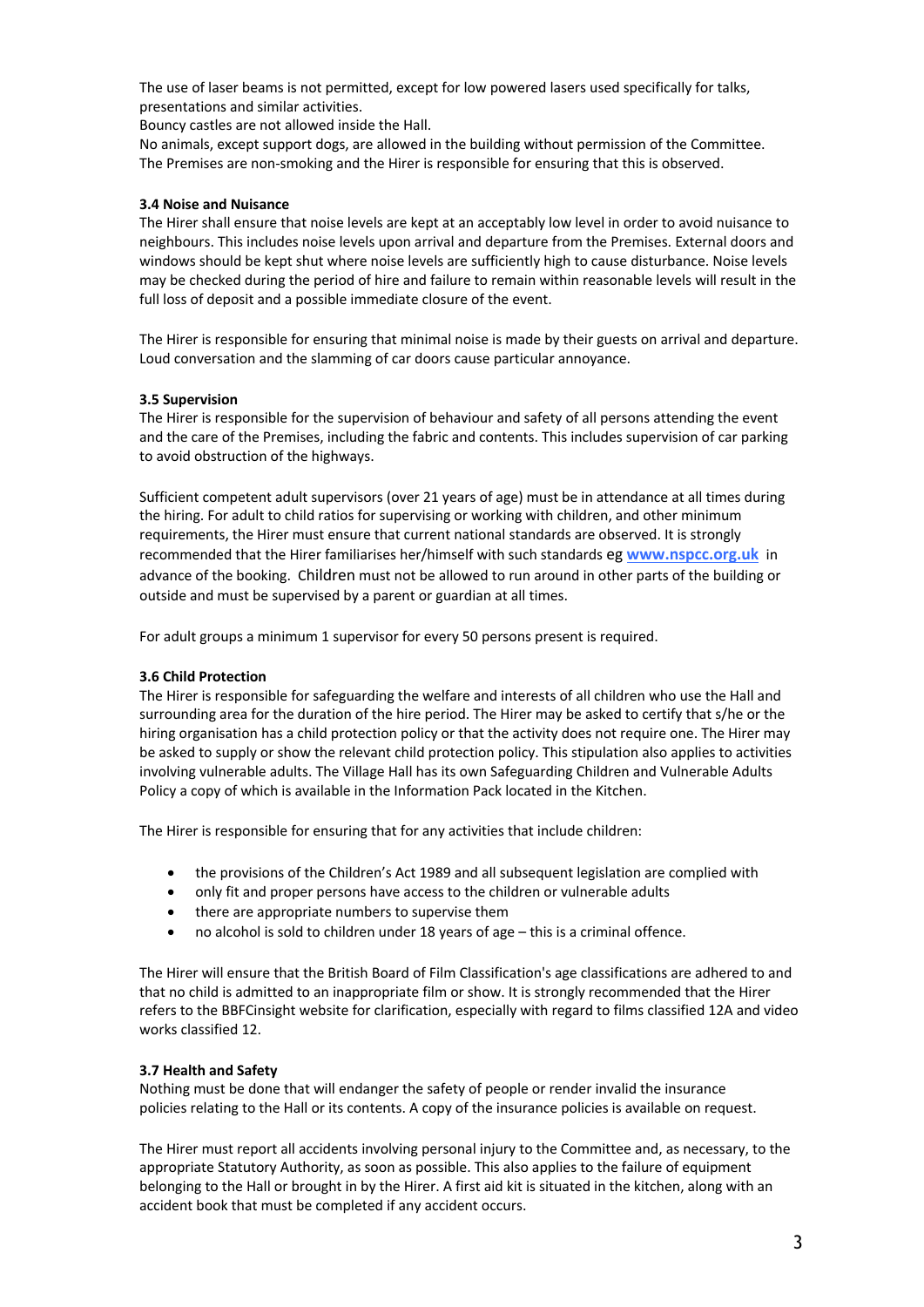The use of laser beams is not permitted, except for low powered lasers used specifically for talks, presentations and similar activities.
Bouncy castles are not allowed inside the Hall.
No animals, except support dogs, are allowed in the building without permission of the Committee.
The Premises are non-smoking and the Hirer is responsible for ensuring that this is observed.

### 3.4 Noise and Nuisance

The Hirer shall ensure that noise levels are kept at an acceptably low level in order to avoid nuisance to neighbours. This includes noise levels upon arrival and departure from the Premises. External doors and windows should be kept shut where noise levels are sufficiently high to cause disturbance. Noise levels may be checked during the period of hire and failure to remain within reasonable levels will result in the full loss of deposit and a possible immediate closure of the event.

The Hirer is responsible for ensuring that minimal noise is made by their guests on arrival and departure. Loud conversation and the slamming of car doors cause particular annoyance.

### 3.5 Supervision

The Hirer is responsible for the supervision of behaviour and safety of all persons attending the event and the care of the Premises, including the fabric and contents. This includes supervision of car parking to avoid obstruction of the highways.

Sufficient competent adult supervisors (over 21 years of age) must be in attendance at all times during the hiring. For adult to child ratios for supervising or working with children, and other minimum requirements, the Hirer must ensure that current national standards are observed. It is strongly recommended that the Hirer familiarises her/himself with such standards eg **www.nspcc.org.uk** in advance of the booking. Children must not be allowed to run around in other parts of the building or outside and must be supervised by a parent or guardian at all times.

For adult groups a minimum 1 supervisor for every 50 persons present is required.

### 3.6 Child Protection

The Hirer is responsible for safeguarding the welfare and interests of all children who use the Hall and surrounding area for the duration of the hire period. The Hirer may be asked to certify that s/he or the hiring organisation has a child protection policy or that the activity does not require one. The Hirer may be asked to supply or show the relevant child protection policy. This stipulation also applies to activities involving vulnerable adults. The Village Hall has its own Safeguarding Children and Vulnerable Adults Policy a copy of which is available in the Information Pack located in the Kitchen.

The Hirer is responsible for ensuring that for any activities that include children:

- the provisions of the Children's Act 1989 and all subsequent legislation are complied with
- only fit and proper persons have access to the children or vulnerable adults
- there are appropriate numbers to supervise them
- no alcohol is sold to children under 18 years of age – this is a criminal offence.

The Hirer will ensure that the British Board of Film Classification's age classifications are adhered to and that no child is admitted to an inappropriate film or show. It is strongly recommended that the Hirer refers to the BBFCinsight website for clarification, especially with regard to films classified 12A and video works classified 12.

### 3.7 Health and Safety

Nothing must be done that will endanger the safety of people or render invalid the insurance policies relating to the Hall or its contents. A copy of the insurance policies is available on request.

The Hirer must report all accidents involving personal injury to the Committee and, as necessary, to the appropriate Statutory Authority, as soon as possible. This also applies to the failure of equipment belonging to the Hall or brought in by the Hirer. A first aid kit is situated in the kitchen, along with an accident book that must be completed if any accident occurs.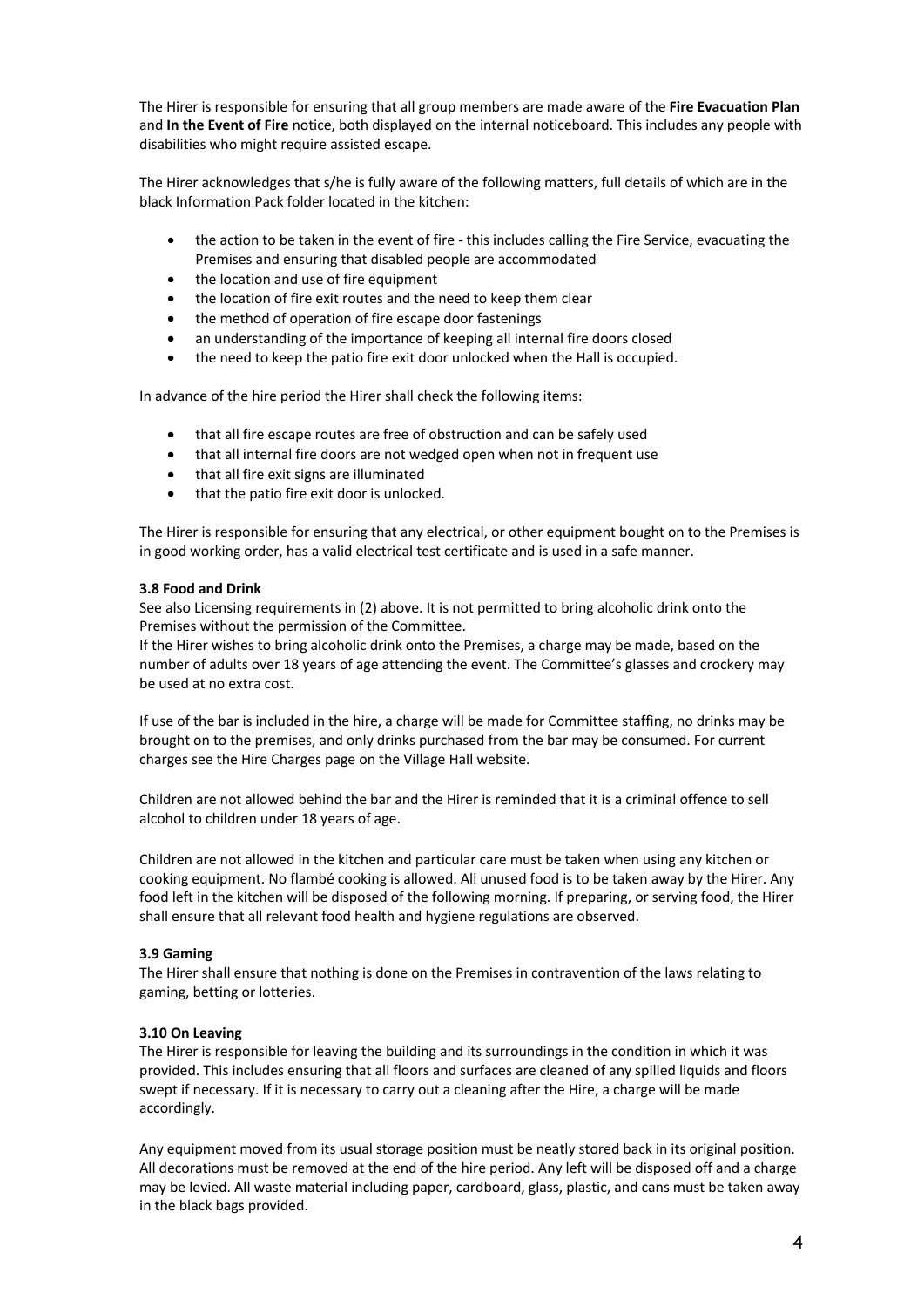The Hirer is responsible for ensuring that all group members are made aware of the **Fire Evacuation Plan** and **In the Event of Fire** notice, both displayed on the internal noticeboard. This includes any people with disabilities who might require assisted escape.

The Hirer acknowledges that s/he is fully aware of the following matters, full details of which are in the black Information Pack folder located in the kitchen:

- the action to be taken in the event of fire - this includes calling the Fire Service, evacuating the Premises and ensuring that disabled people are accommodated
- the location and use of fire equipment
- the location of fire exit routes and the need to keep them clear
- the method of operation of fire escape door fastenings
- an understanding of the importance of keeping all internal fire doors closed
- the need to keep the patio fire exit door unlocked when the Hall is occupied.

In advance of the hire period the Hirer shall check the following items:

- that all fire escape routes are free of obstruction and can be safely used
- that all internal fire doors are not wedged open when not in frequent use
- that all fire exit signs are illuminated
- that the patio fire exit door is unlocked.

The Hirer is responsible for ensuring that any electrical, or other equipment bought on to the Premises is in good working order, has a valid electrical test certificate and is used in a safe manner.

**3.8 Food and Drink**

See also Licensing requirements in (2) above. It is not permitted to bring alcoholic drink onto the Premises without the permission of the Committee.
If the Hirer wishes to bring alcoholic drink onto the Premises, a charge may be made, based on the number of adults over 18 years of age attending the event. The Committee's glasses and crockery may be used at no extra cost.

If use of the bar is included in the hire, a charge will be made for Committee staffing, no drinks may be brought on to the premises, and only drinks purchased from the bar may be consumed. For current charges see the Hire Charges page on the Village Hall website.

Children are not allowed behind the bar and the Hirer is reminded that it is a criminal offence to sell alcohol to children under 18 years of age.

Children are not allowed in the kitchen and particular care must be taken when using any kitchen or cooking equipment. No flambé cooking is allowed. All unused food is to be taken away by the Hirer. Any food left in the kitchen will be disposed of the following morning. If preparing, or serving food, the Hirer shall ensure that all relevant food health and hygiene regulations are observed.

**3.9 Gaming**

The Hirer shall ensure that nothing is done on the Premises in contravention of the laws relating to gaming, betting or lotteries.

**3.10 On Leaving**

The Hirer is responsible for leaving the building and its surroundings in the condition in which it was provided. This includes ensuring that all floors and surfaces are cleaned of any spilled liquids and floors swept if necessary. If it is necessary to carry out a cleaning after the Hire, a charge will be made accordingly.

Any equipment moved from its usual storage position must be neatly stored back in its original position. All decorations must be removed at the end of the hire period. Any left will be disposed off and a charge may be levied. All waste material including paper, cardboard, glass, plastic, and cans must be taken away in the black bags provided.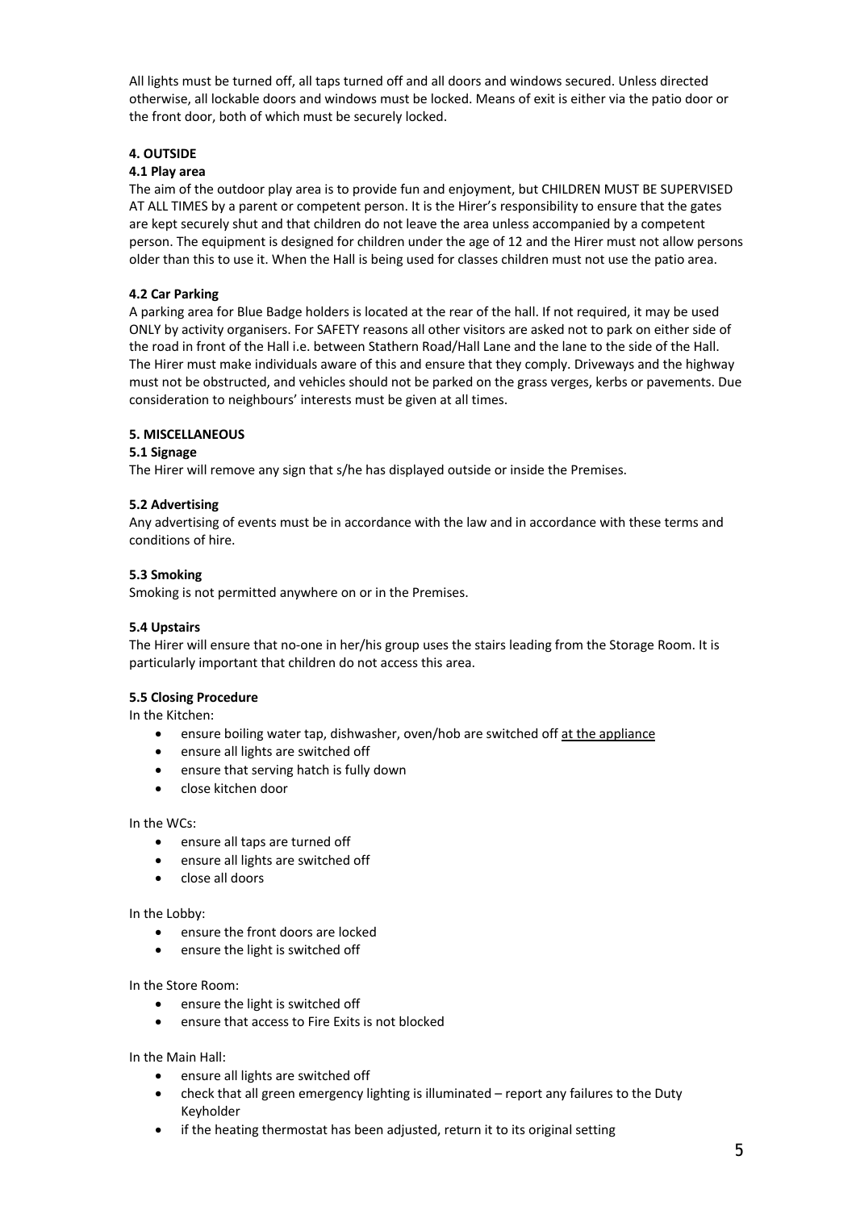All lights must be turned off, all taps turned off and all doors and windows secured. Unless directed otherwise, all lockable doors and windows must be locked. Means of exit is either via the patio door or the front door, both of which must be securely locked.

## 4. OUTSIDE

### 4.1 Play area

The aim of the outdoor play area is to provide fun and enjoyment, but CHILDREN MUST BE SUPERVISED AT ALL TIMES by a parent or competent person. It is the Hirer's responsibility to ensure that the gates are kept securely shut and that children do not leave the area unless accompanied by a competent person. The equipment is designed for children under the age of 12 and the Hirer must not allow persons older than this to use it. When the Hall is being used for classes children must not use the patio area.

### 4.2 Car Parking

A parking area for Blue Badge holders is located at the rear of the hall. If not required, it may be used ONLY by activity organisers. For SAFETY reasons all other visitors are asked not to park on either side of the road in front of the Hall i.e. between Stathern Road/Hall Lane and the lane to the side of the Hall. The Hirer must make individuals aware of this and ensure that they comply. Driveways and the highway must not be obstructed, and vehicles should not be parked on the grass verges, kerbs or pavements. Due consideration to neighbours' interests must be given at all times.

## 5. MISCELLANEOUS

### 5.1 Signage

The Hirer will remove any sign that s/he has displayed outside or inside the Premises.

### 5.2 Advertising

Any advertising of events must be in accordance with the law and in accordance with these terms and conditions of hire.

### 5.3 Smoking

Smoking is not permitted anywhere on or in the Premises.

### 5.4 Upstairs

The Hirer will ensure that no-one in her/his group uses the stairs leading from the Storage Room. It is particularly important that children do not access this area.

### 5.5 Closing Procedure

In the Kitchen:

- ensure boiling water tap, dishwasher, oven/hob are switched off at the appliance
- ensure all lights are switched off
- ensure that serving hatch is fully down
- close kitchen door

In the WCs:

- ensure all taps are turned off
- ensure all lights are switched off
- close all doors

In the Lobby:

- ensure the front doors are locked
- ensure the light is switched off

In the Store Room:

- ensure the light is switched off
- ensure that access to Fire Exits is not blocked

In the Main Hall:

- ensure all lights are switched off
- check that all green emergency lighting is illuminated – report any failures to the Duty Keyholder
- if the heating thermostat has been adjusted, return it to its original setting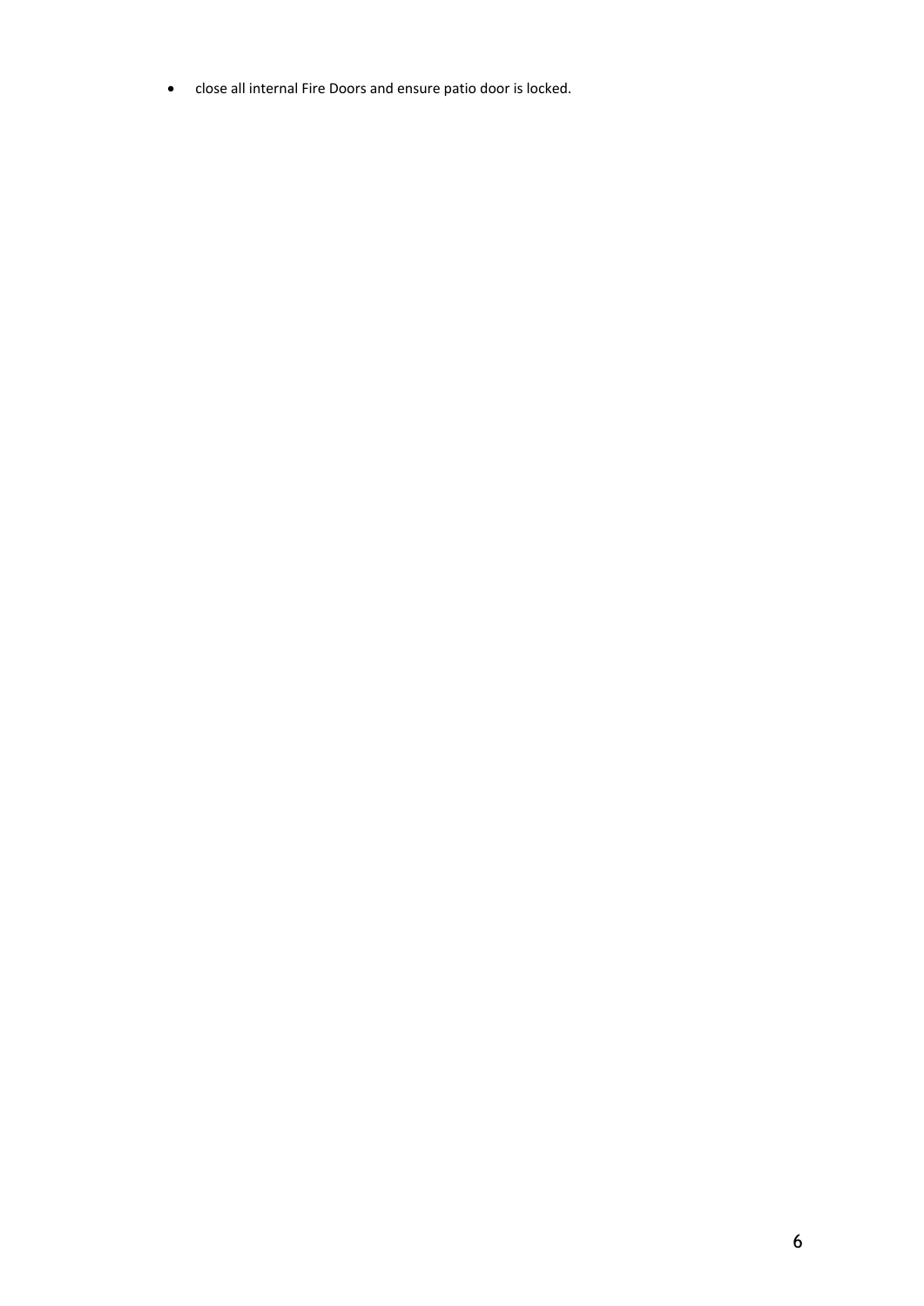- close all internal Fire Doors and ensure patio door is locked.